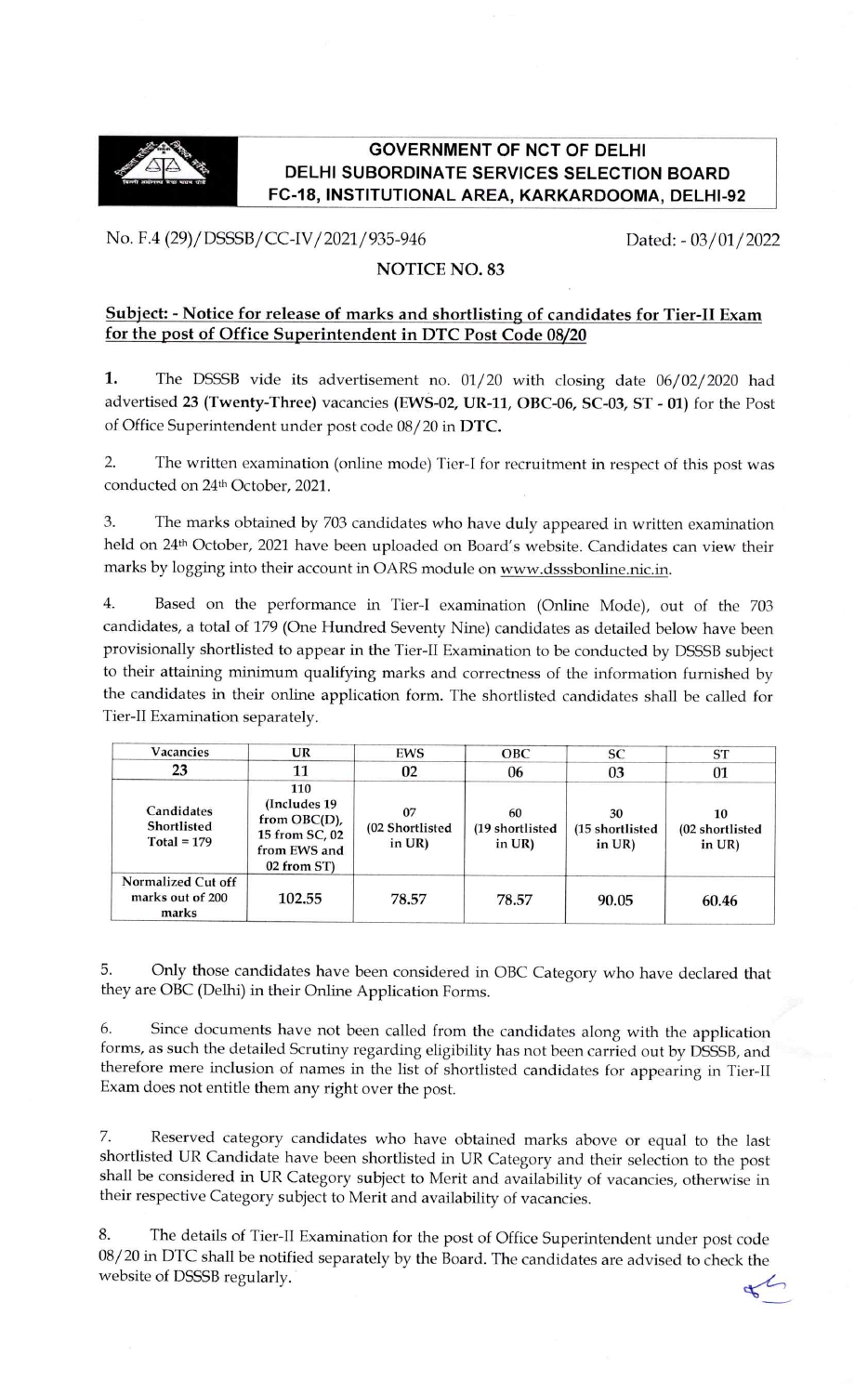**GOVERNMENT OF NCT OF DELHI**
**DELHI SUBORDINATE SERVICES SELECTION BOARD**
**FC-18, INSTITUTIONAL AREA, KARKARDOOMA, DELHI-92**

No. F.4 (29)/DSSSB/CC-IV/2021/935-946 Dated: - 03/01/2022

**NOTICE NO. 83**

**Subject: - Notice for release of marks and shortlisting of candidates for Tier-II Exam for the post of Office Superintendent in DTC Post Code 08/20**

**1.** The DSSSB vide its advertisement no. 01/20 with closing date 06/02/2020 had advertised **23 (Twenty-Three)** vacancies **(EWS-02, UR-11, OBC-06, SC-03, ST - 01)** for the Post of Office Superintendent under post code 08/20 in **DTC.**

2. The written examination (online mode) Tier-I for recruitment in respect of this post was conducted on 24th October, 2021.

3. The marks obtained by 703 candidates who have duly appeared in written examination held on 24th October, 2021 have been uploaded on Board's website. Candidates can view their marks by logging into their account in OARS module on www.dsssbonline.nic.in.

4. Based on the performance in Tier-I examination (Online Mode), out of the 703 candidates, a total of 179 (One Hundred Seventy Nine) candidates as detailed below have been provisionally shortlisted to appear in the Tier-II Examination to be conducted by DSSSB subject to their attaining minimum qualifying marks and correctness of the information furnished by the candidates in their online application form. The shortlisted candidates shall be called for Tier-II Examination separately.

| Vacancies | UR | EWS | OBC | SC | ST |
|---|---|---|---|---|---|
| 23 | 11 | 02 | 06 | 03 | 01 |
| Candidates Shortlisted Total = 179 | 110 (Includes 19 from OBC(D), 15 from SC, 02 from EWS and 02 from ST) | 07 (02 Shortlisted in UR) | 60 (19 shortlisted in UR) | 30 (15 shortlisted in UR) | 10 (02 shortlisted in UR) |
| Normalized Cut off marks out of 200 marks | 102.55 | 78.57 | 78.57 | 90.05 | 60.46 |

5. Only those candidates have been considered in OBC Category who have declared that they are OBC (Delhi) in their Online Application Forms.

6. Since documents have not been called from the candidates along with the application forms, as such the detailed Scrutiny regarding eligibility has not been carried out by DSSSB, and therefore mere inclusion of names in the list of shortlisted candidates for appearing in Tier-II Exam does not entitle them any right over the post.

7. Reserved category candidates who have obtained marks above or equal to the last shortlisted UR Candidate have been shortlisted in UR Category and their selection to the post shall be considered in UR Category subject to Merit and availability of vacancies, otherwise in their respective Category subject to Merit and availability of vacancies.

8. The details of Tier-II Examination for the post of Office Superintendent under post code 08/20 in DTC shall be notified separately by the Board. The candidates are advised to check the website of DSSSB regularly.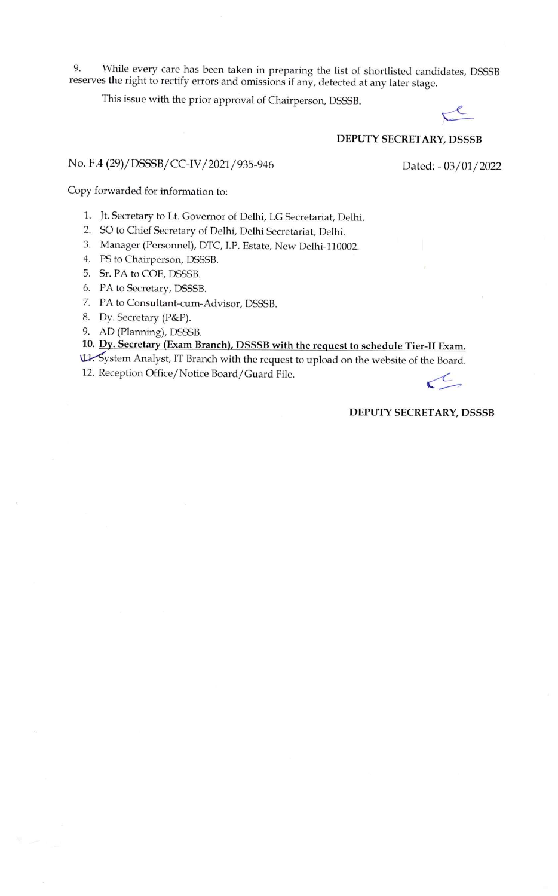9. While every care has been taken in preparing the list of shortlisted candidates, DSSSB reserves the right to rectify errors and omissions if any, detected at any later stage.

This issue with the prior approval of Chairperson, DSSSB.

**DEPUTY SECRETARY, DSSSB**

No. F.4 (29)/DSSSB/CC-IV/2021/935-946

Dated: - 03/01/2022

Copy forwarded for information to:

1. Jt. Secretary to Lt. Governor of Delhi, LG Secretariat, Delhi.
2. SO to Chief Secretary of Delhi, Delhi Secretariat, Delhi.
3. Manager (Personnel), DTC, I.P. Estate, New Delhi-110002.
4. PS to Chairperson, DSSSB.
5. Sr. PA to COE, DSSSB.
6. PA to Secretary, DSSSB.
7. PA to Consultant-cum-Advisor, DSSSB.
8. Dy. Secretary (P&P).
9. AD (Planning), DSSSB.
10. **Dy. Secretary (Exam Branch), DSSSB with the request to schedule Tier-II Exam.**
11. System Analyst, IT Branch with the request to upload on the website of the Board.
12. Reception Office/Notice Board/Guard File.

**DEPUTY SECRETARY, DSSSB**